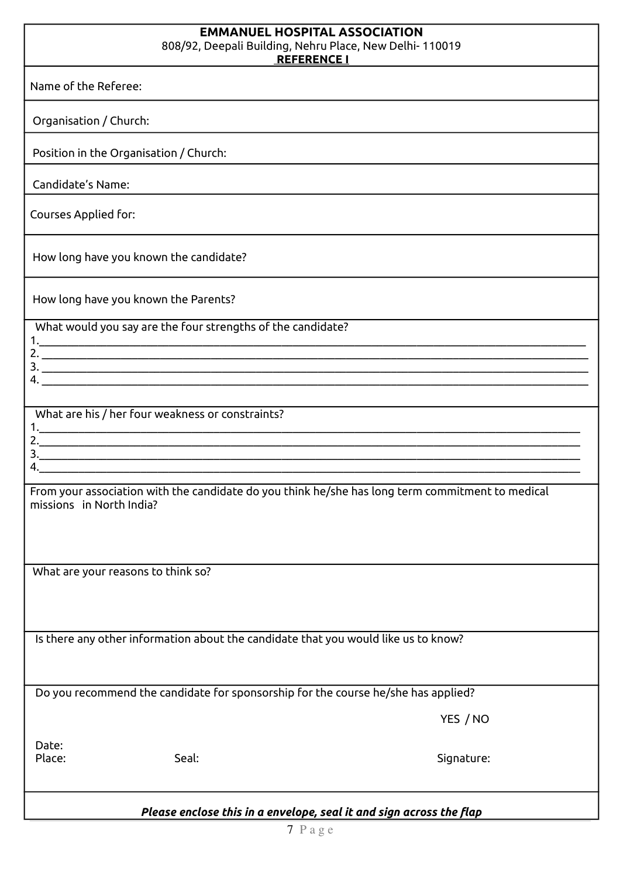# EMMANUEL HOSPITAL ASSOCIATION

808/92, Deepali Building, Nehru Place, New Delhi- 110019

## REFERENCE I

Name of the Referee:

Organisation / Church:

Position in the Organisation / Church:

Candidate's Name:

Courses Applied for:

How long have you known the candidate?

How long have you known the Parents?

What would you say are the four strengths of the candidate?

1.______________________________________________________________________________
2. ______________________________________________________________________________
3. ______________________________________________________________________________
4. ______________________________________________________________________________

What are his / her four weakness or constraints?

1.______________________________________________________________________________
2.______________________________________________________________________________
3.______________________________________________________________________________
4.______________________________________________________________________________

From your association with the candidate do you think he/she has long term commitment to medical missions in North India?

What are your reasons to think so?

Is there any other information about the candidate that you would like us to know?

Do you recommend the candidate for sponsorship for the course he/she has applied?

YES / NO

Date:

Place: Seal: Signature:

***Please enclose this in a envelope, seal it and sign across the flap***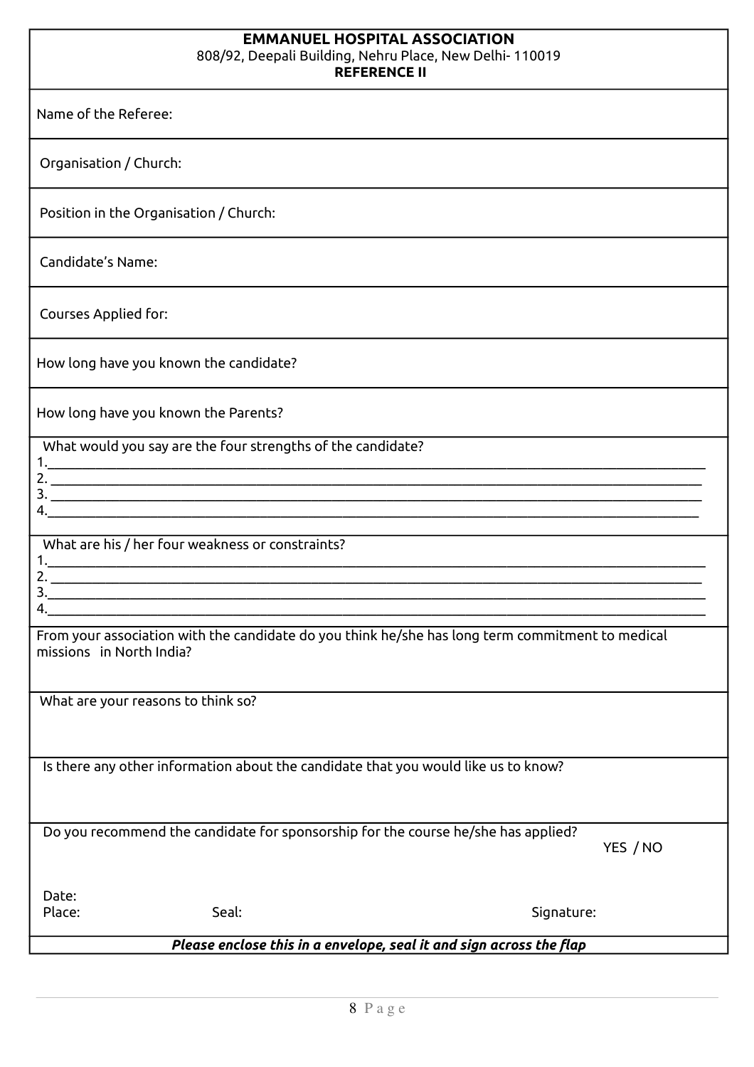**EMMANUEL HOSPITAL ASSOCIATION**
808/92, Deepali Building, Nehru Place, New Delhi- 110019
**REFERENCE II**

Name of the Referee:

Organisation / Church:

Position in the Organisation / Church:

Candidate's Name:

Courses Applied for:

How long have you known the candidate?

How long have you known the Parents?

What would you say are the four strengths of the candidate?

1.____________________________________________________________________________
2. ___________________________________________________________________________
3. ___________________________________________________________________________
4.____________________________________________________________________________

What are his / her four weakness or constraints?

1.____________________________________________________________________________
2. ___________________________________________________________________________
3.____________________________________________________________________________
4.____________________________________________________________________________

From your association with the candidate do you think he/she has long term commitment to medical missions in North India?

What are your reasons to think so?

Is there any other information about the candidate that you would like us to know?

Do you recommend the candidate for sponsorship for the course he/she has applied? YES / NO

Date:
Place: Seal: Signature:

***Please enclose this in a envelope, seal it and sign across the flap***